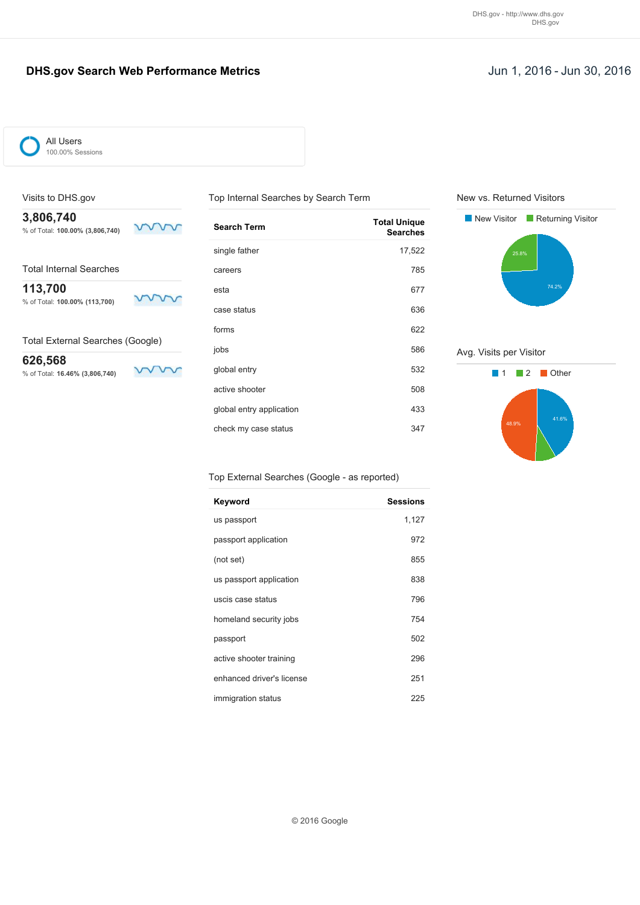# DHS.gov Search Web Performance Metrics

Jun 1, 2016 - Jun 30, 2016

All Users
100.00% Sessions

## Visits to DHS.gov

**3,806,740**
% of Total: **100.00% (3,806,740)**

## Total Internal Searches

**113,700**
% of Total: **100.00% (113,700)**

## Total External Searches (Google)

**626,568**
% of Total: **16.46% (3,806,740)**

## Top Internal Searches by Search Term

| Search Term | Total Unique Searches |
|---|---|
| single father | 17,522 |
| careers | 785 |
| esta | 677 |
| case status | 636 |
| forms | 622 |
| jobs | 586 |
| global entry | 532 |
| active shooter | 508 |
| global entry application | 433 |
| check my case status | 347 |

## Top External Searches (Google - as reported)

| Keyword | Sessions |
|---|---|
| us passport | 1,127 |
| passport application | 972 |
| (not set) | 855 |
| us passport application | 838 |
| uscis case status | 796 |
| homeland security jobs | 754 |
| passport | 502 |
| active shooter training | 296 |
| enhanced driver's license | 251 |
| immigration status | 225 |

## New vs. Returned Visitors

New Visitor | Returning Visitor

- New Visitor: 74.2%
- Returning Visitor: 25.8%

## Avg. Visits per Visitor

1 | 2 | Other

- 1: 41.6%
- Other: 48.9%

© 2016 Google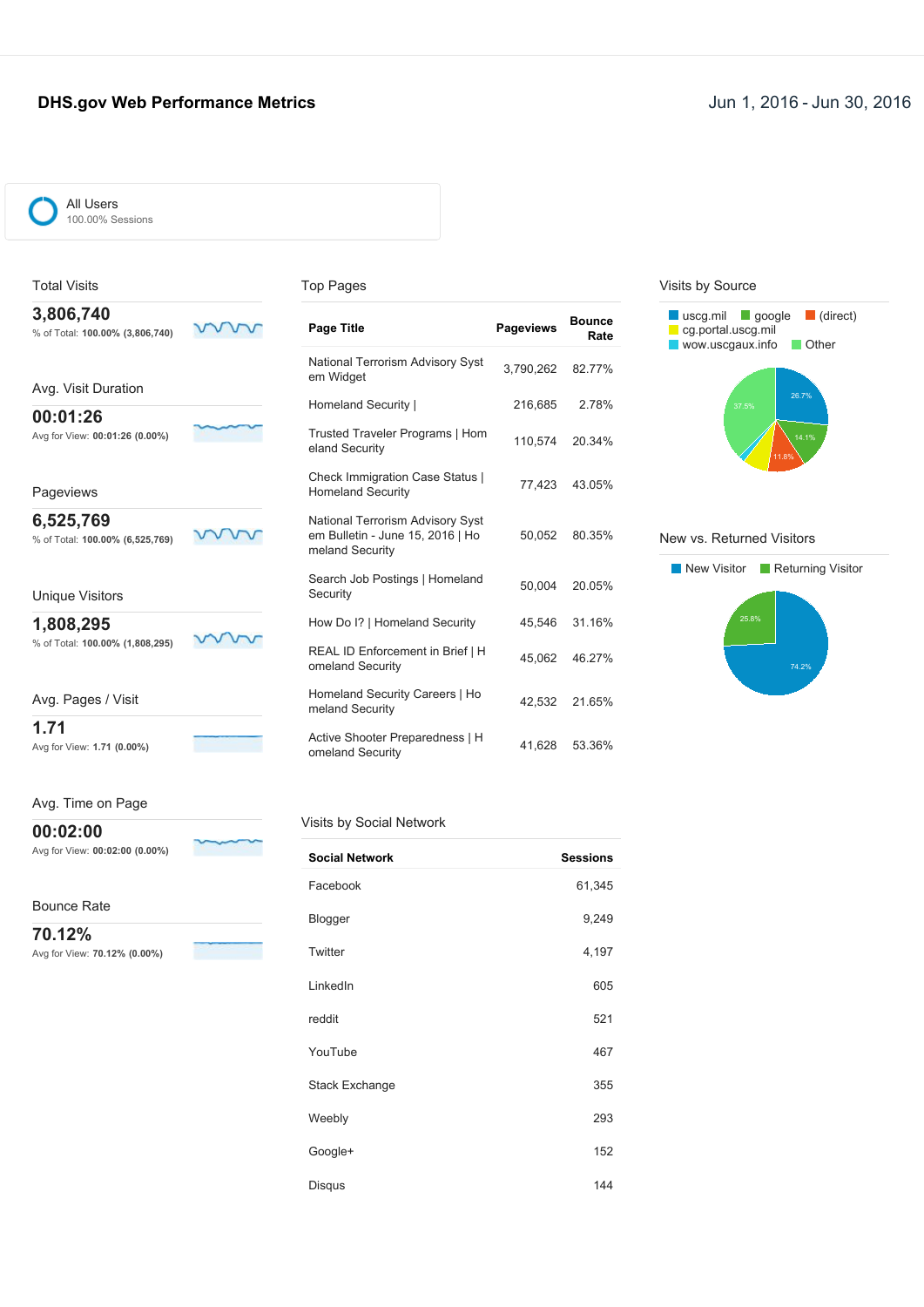# DHS.gov Web Performance Metrics

Jun 1, 2016 - Jun 30, 2016

All Users
100.00% Sessions

## Total Visits

**3,806,740**
% of Total: **100.00% (3,806,740)**

## Avg. Visit Duration

**00:01:26**
Avg for View: **00:01:26 (0.00%)**

## Pageviews

**6,525,769**
% of Total: **100.00% (6,525,769)**

## Unique Visitors

**1,808,295**
% of Total: **100.00% (1,808,295)**

## Avg. Pages / Visit

**1.71**
Avg for View: **1.71 (0.00%)**

## Avg. Time on Page

**00:02:00**
Avg for View: **00:02:00 (0.00%)**

## Bounce Rate

**70.12%**
Avg for View: **70.12% (0.00%)**

## Top Pages

| Page Title | Pageviews | Bounce Rate |
|---|---|---|
| National Terrorism Advisory System Widget | 3,790,262 | 82.77% |
| Homeland Security \| | 216,685 | 2.78% |
| Trusted Traveler Programs \| Homeland Security | 110,574 | 20.34% |
| Check Immigration Case Status \| Homeland Security | 77,423 | 43.05% |
| National Terrorism Advisory System Bulletin - June 15, 2016 \| Homeland Security | 50,052 | 80.35% |
| Search Job Postings \| Homeland Security | 50,004 | 20.05% |
| How Do I? \| Homeland Security | 45,546 | 31.16% |
| REAL ID Enforcement in Brief \| Homeland Security | 45,062 | 46.27% |
| Homeland Security Careers \| Homeland Security | 42,532 | 21.65% |
| Active Shooter Preparedness \| Homeland Security | 41,628 | 53.36% |

## Visits by Social Network

| Social Network | Sessions |
|---|---|
| Facebook | 61,345 |
| Blogger | 9,249 |
| Twitter | 4,197 |
| LinkedIn | 605 |
| reddit | 521 |
| YouTube | 467 |
| Stack Exchange | 355 |
| Weebly | 293 |
| Google+ | 152 |
| Disqus | 144 |

## Visits by Source

uscg.mil, google, (direct), cg.portal.uscg.mil, wow.uscgaux.info, Other

26.7%, 14.1%, 11.8%, 37.5%

## New vs. Returned Visitors

New Visitor, Returning Visitor

74.2%, 25.8%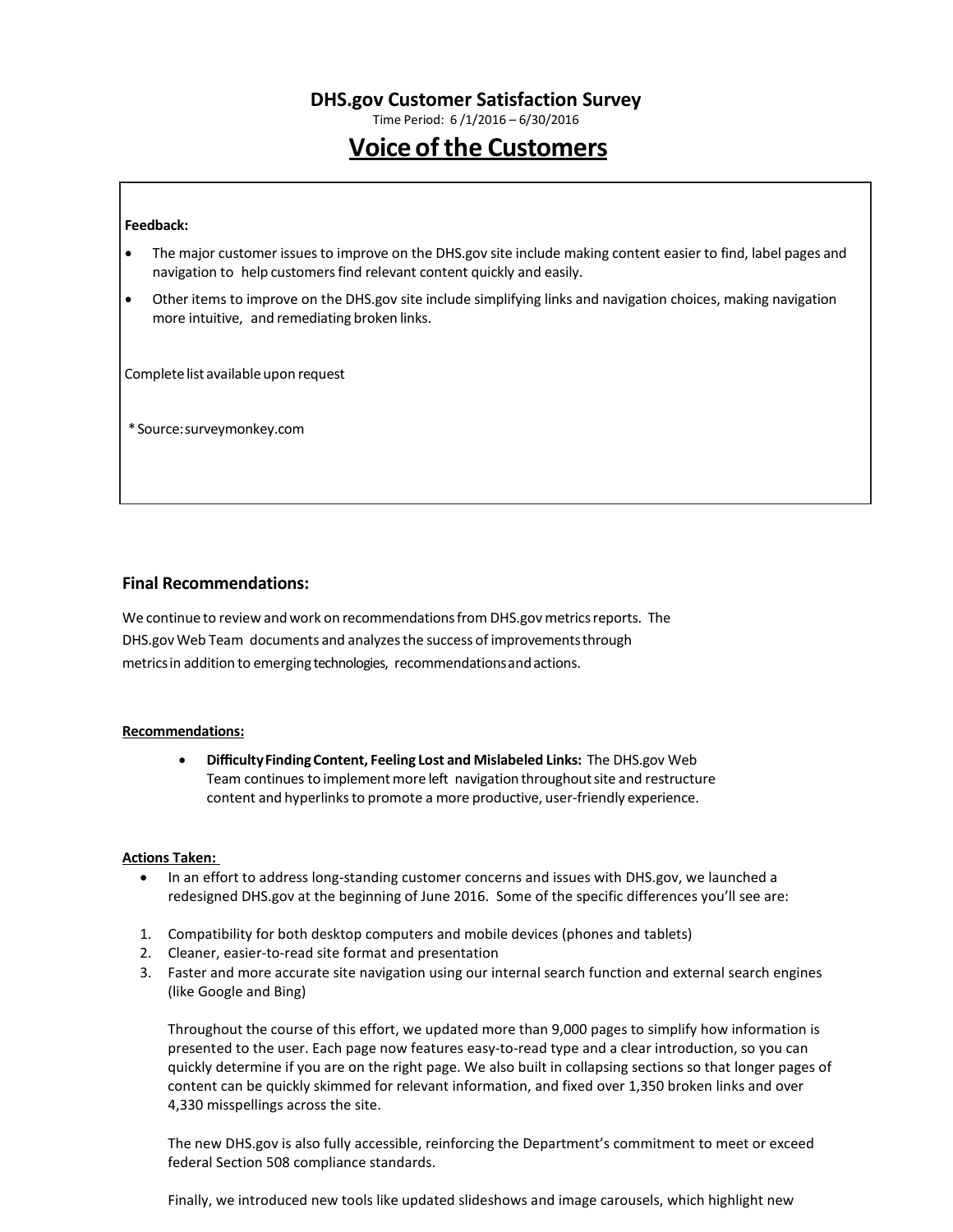# DHS.gov Customer Satisfaction Survey

Time Period: 6 /1/2016 – 6/30/2016

## Voice of the Customers

**Feedback:**

- The major customer issues to improve on the DHS.gov site include making content easier to find, label pages and navigation to help customers find relevant content quickly and easily.
- Other items to improve on the DHS.gov site include simplifying links and navigation choices, making navigation more intuitive, and remediating broken links.

Complete list available upon request

*Source: surveymonkey.com

### Final Recommendations:

We continue to review and work on recommendations from DHS.gov metrics reports. The DHS.gov Web Team documents and analyzes the success of improvements through metrics in addition to emerging technologies, recommendations and actions.

**Recommendations:**

- **Difficulty Finding Content, Feeling Lost and Mislabeled Links:** The DHS.gov Web Team continues to implement more left navigation throughout site and restructure content and hyperlinks to promote a more productive, user-friendly experience.

**Actions Taken:**

- In an effort to address long-standing customer concerns and issues with DHS.gov, we launched a redesigned DHS.gov at the beginning of June 2016. Some of the specific differences you'll see are:

1. Compatibility for both desktop computers and mobile devices (phones and tablets)
2. Cleaner, easier-to-read site format and presentation
3. Faster and more accurate site navigation using our internal search function and external search engines (like Google and Bing)

Throughout the course of this effort, we updated more than 9,000 pages to simplify how information is presented to the user. Each page now features easy-to-read type and a clear introduction, so you can quickly determine if you are on the right page. We also built in collapsing sections so that longer pages of content can be quickly skimmed for relevant information, and fixed over 1,350 broken links and over 4,330 misspellings across the site.

The new DHS.gov is also fully accessible, reinforcing the Department's commitment to meet or exceed federal Section 508 compliance standards.

Finally, we introduced new tools like updated slideshows and image carousels, which highlight new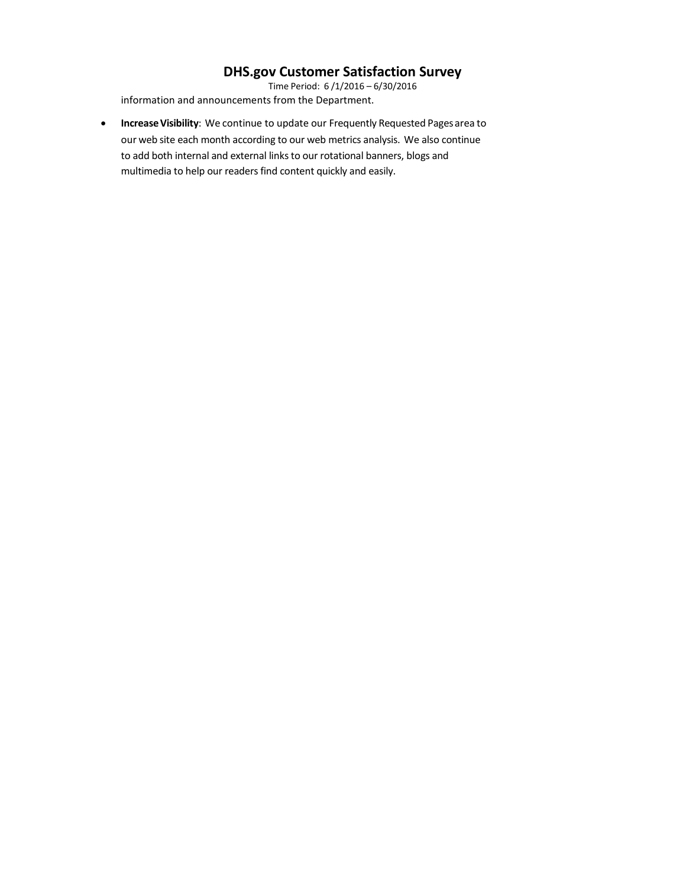information and announcements from the Department.

- **Increase Visibility**: We continue to update our Frequently Requested Pages area to our web site each month according to our web metrics analysis. We also continue to add both internal and external links to our rotational banners, blogs and multimedia to help our readers find content quickly and easily.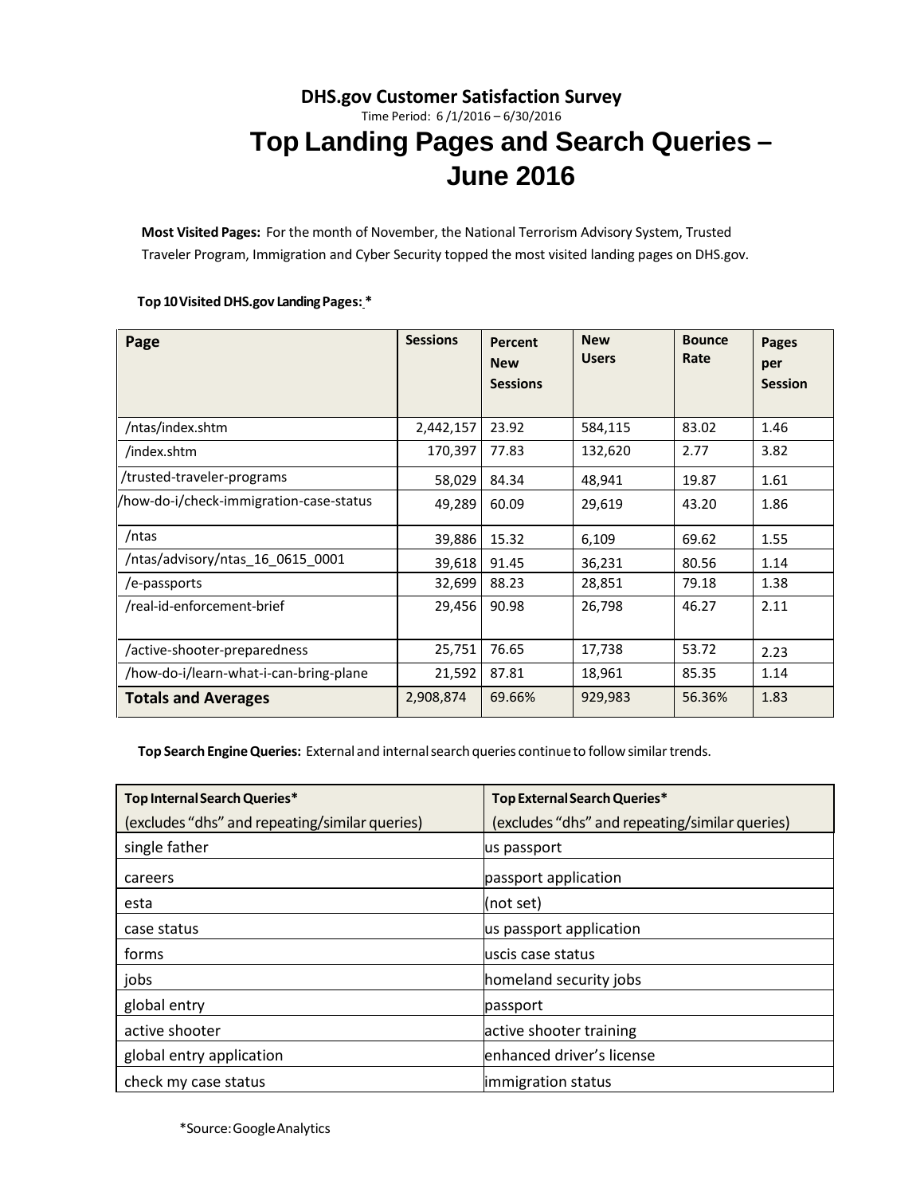**DHS.gov Customer Satisfaction Survey**

Time Period: 6 /1/2016 – 6/30/2016

# Top Landing Pages and Search Queries – June 2016

**Most Visited Pages:** For the month of November, the National Terrorism Advisory System, Trusted Traveler Program, Immigration and Cyber Security topped the most visited landing pages on DHS.gov.

**Top 10 Visited DHS.gov Landing Pages: ***

| Page | Sessions | Percent New Sessions | New Users | Bounce Rate | Pages per Session |
|---|---|---|---|---|---|
| /ntas/index.shtm | 2,442,157 | 23.92 | 584,115 | 83.02 | 1.46 |
| /index.shtm | 170,397 | 77.83 | 132,620 | 2.77 | 3.82 |
| /trusted-traveler-programs | 58,029 | 84.34 | 48,941 | 19.87 | 1.61 |
| /how-do-i/check-immigration-case-status | 49,289 | 60.09 | 29,619 | 43.20 | 1.86 |
| /ntas | 39,886 | 15.32 | 6,109 | 69.62 | 1.55 |
| /ntas/advisory/ntas_16_0615_0001 | 39,618 | 91.45 | 36,231 | 80.56 | 1.14 |
| /e-passports | 32,699 | 88.23 | 28,851 | 79.18 | 1.38 |
| /real-id-enforcement-brief | 29,456 | 90.98 | 26,798 | 46.27 | 2.11 |
| /active-shooter-preparedness | 25,751 | 76.65 | 17,738 | 53.72 | 2.23 |
| /how-do-i/learn-what-i-can-bring-plane | 21,592 | 87.81 | 18,961 | 85.35 | 1.14 |
| **Totals and Averages** | 2,908,874 | 69.66% | 929,983 | 56.36% | 1.83 |

**Top Search Engine Queries:** External and internal search queries continue to follow similar trends.

| **Top Internal Search Queries*** (excludes "dhs" and repeating/similar queries) | **Top External Search Queries*** (excludes "dhs" and repeating/similar queries) |
|---|---|
| single father | us passport |
| careers | passport application |
| esta | (not set) |
| case status | us passport application |
| forms | uscis case status |
| jobs | homeland security jobs |
| global entry | passport |
| active shooter | active shooter training |
| global entry application | enhanced driver's license |
| check my case status | immigration status |

*Source: Google Analytics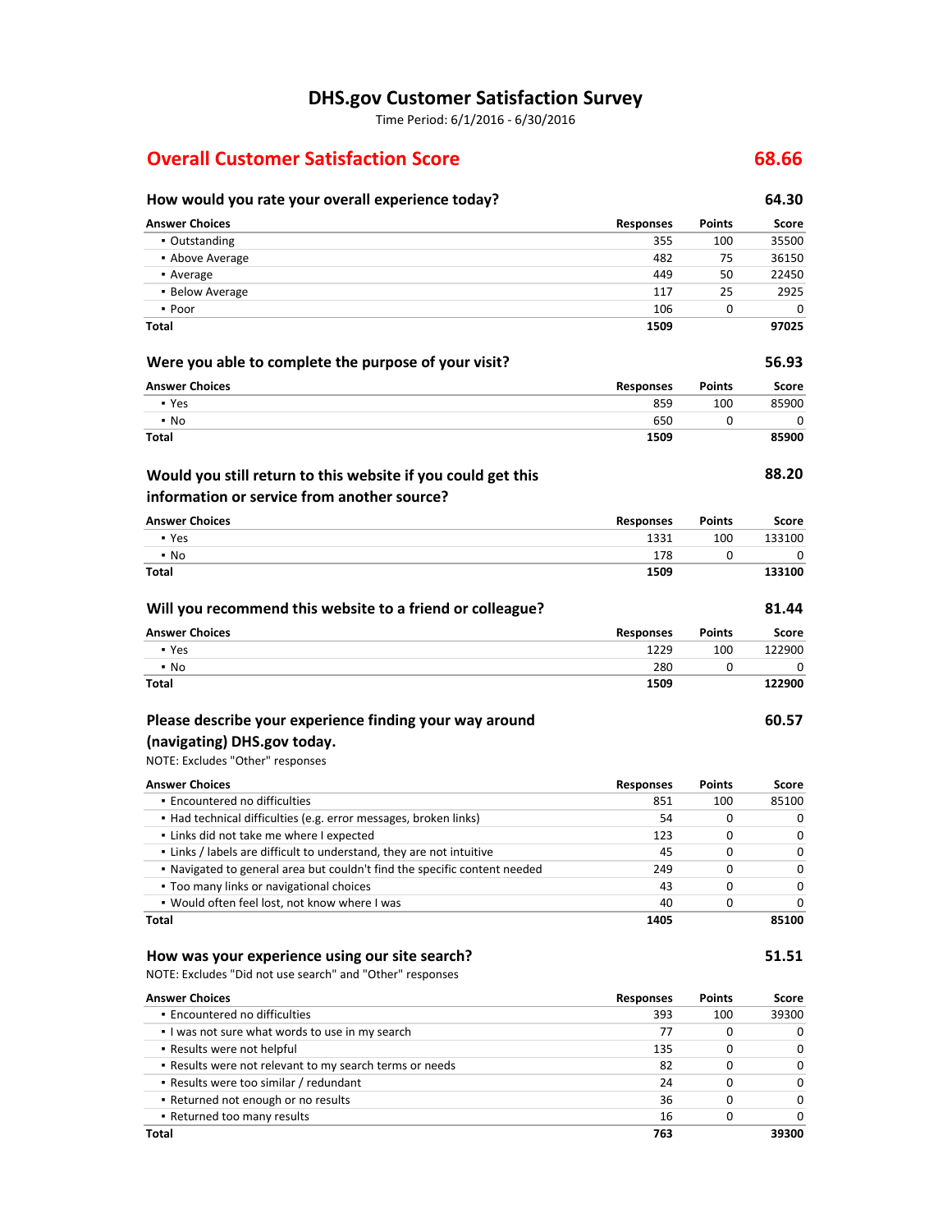# DHS.gov Customer Satisfaction Survey

Time Period: 6/1/2016 - 6/30/2016

## Overall Customer Satisfaction Score 68.66

### How would you rate your overall experience today? 64.30

| Answer Choices | Responses | Points | Score |
|---|---|---|---|
| ▪ Outstanding | 355 | 100 | 35500 |
| ▪ Above Average | 482 | 75 | 36150 |
| ▪ Average | 449 | 50 | 22450 |
| ▪ Below Average | 117 | 25 | 2925 |
| ▪ Poor | 106 | 0 | 0 |
| **Total** | **1509** | | **97025** |

### Were you able to complete the purpose of your visit? 56.93

| Answer Choices | Responses | Points | Score |
|---|---|---|---|
| ▪ Yes | 859 | 100 | 85900 |
| ▪ No | 650 | 0 | 0 |
| **Total** | **1509** | | **85900** |

### Would you still return to this website if you could get this information or service from another source? 88.20

| Answer Choices | Responses | Points | Score |
|---|---|---|---|
| ▪ Yes | 1331 | 100 | 133100 |
| ▪ No | 178 | 0 | 0 |
| **Total** | **1509** | | **133100** |

### Will you recommend this website to a friend or colleague? 81.44

| Answer Choices | Responses | Points | Score |
|---|---|---|---|
| ▪ Yes | 1229 | 100 | 122900 |
| ▪ No | 280 | 0 | 0 |
| **Total** | **1509** | | **122900** |

### Please describe your experience finding your way around (navigating) DHS.gov today. 60.57

NOTE: Excludes "Other" responses

| Answer Choices | Responses | Points | Score |
|---|---|---|---|
| ▪ Encountered no difficulties | 851 | 100 | 85100 |
| ▪ Had technical difficulties (e.g. error messages, broken links) | 54 | 0 | 0 |
| ▪ Links did not take me where I expected | 123 | 0 | 0 |
| ▪ Links / labels are difficult to understand, they are not intuitive | 45 | 0 | 0 |
| ▪ Navigated to general area but couldn't find the specific content needed | 249 | 0 | 0 |
| ▪ Too many links or navigational choices | 43 | 0 | 0 |
| ▪ Would often feel lost, not know where I was | 40 | 0 | 0 |
| **Total** | **1405** | | **85100** |

### How was your experience using our site search? 51.51

NOTE: Excludes "Did not use search" and "Other" responses

| Answer Choices | Responses | Points | Score |
|---|---|---|---|
| ▪ Encountered no difficulties | 393 | 100 | 39300 |
| ▪ I was not sure what words to use in my search | 77 | 0 | 0 |
| ▪ Results were not helpful | 135 | 0 | 0 |
| ▪ Results were not relevant to my search terms or needs | 82 | 0 | 0 |
| ▪ Results were too similar / redundant | 24 | 0 | 0 |
| ▪ Returned not enough or no results | 36 | 0 | 0 |
| ▪ Returned too many results | 16 | 0 | 0 |
| **Total** | **763** | | **39300** |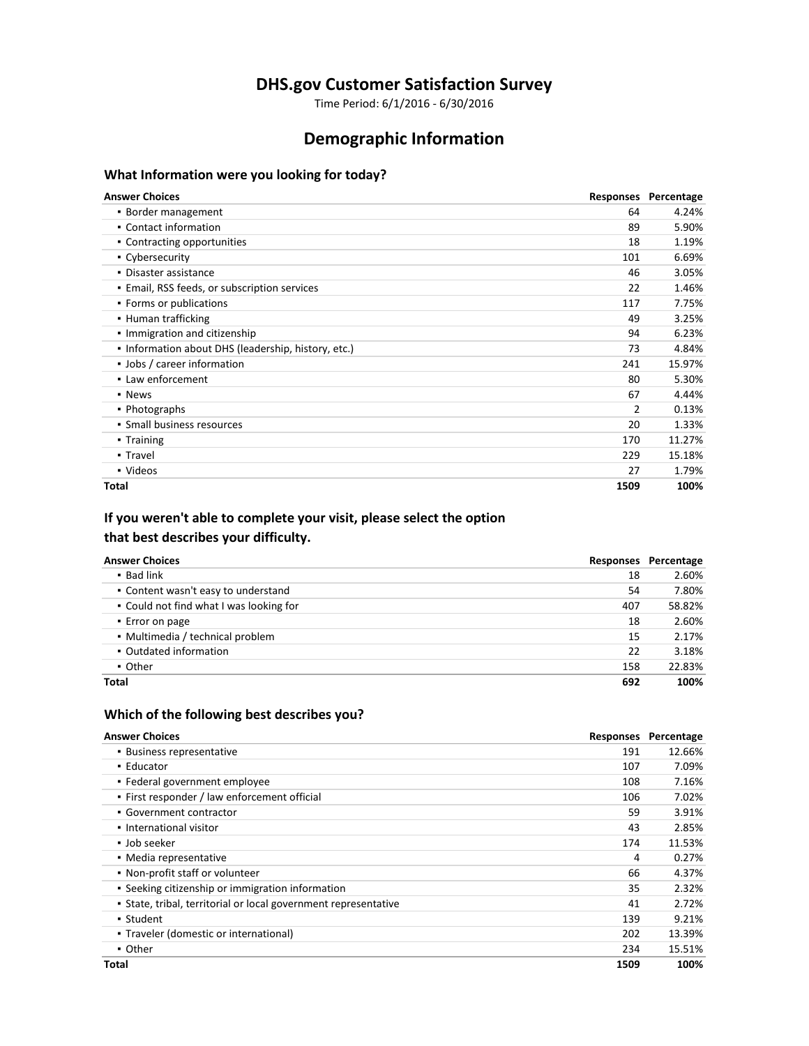# DHS.gov Customer Satisfaction Survey

Time Period: 6/1/2016 - 6/30/2016

## Demographic Information

### What Information were you looking for today?

| Answer Choices | Responses | Percentage |
|---|---|---|
| ▪ Border management | 64 | 4.24% |
| ▪ Contact information | 89 | 5.90% |
| ▪ Contracting opportunities | 18 | 1.19% |
| ▪ Cybersecurity | 101 | 6.69% |
| ▪ Disaster assistance | 46 | 3.05% |
| ▪ Email, RSS feeds, or subscription services | 22 | 1.46% |
| ▪ Forms or publications | 117 | 7.75% |
| ▪ Human trafficking | 49 | 3.25% |
| ▪ Immigration and citizenship | 94 | 6.23% |
| ▪ Information about DHS (leadership, history, etc.) | 73 | 4.84% |
| ▪ Jobs / career information | 241 | 15.97% |
| ▪ Law enforcement | 80 | 5.30% |
| ▪ News | 67 | 4.44% |
| ▪ Photographs | 2 | 0.13% |
| ▪ Small business resources | 20 | 1.33% |
| ▪ Training | 170 | 11.27% |
| ▪ Travel | 229 | 15.18% |
| ▪ Videos | 27 | 1.79% |
| **Total** | **1509** | **100%** |

### If you weren't able to complete your visit, please select the option that best describes your difficulty.

| Answer Choices | Responses | Percentage |
|---|---|---|
| ▪ Bad link | 18 | 2.60% |
| ▪ Content wasn't easy to understand | 54 | 7.80% |
| ▪ Could not find what I was looking for | 407 | 58.82% |
| ▪ Error on page | 18 | 2.60% |
| ▪ Multimedia / technical problem | 15 | 2.17% |
| ▪ Outdated information | 22 | 3.18% |
| ▪ Other | 158 | 22.83% |
| **Total** | **692** | **100%** |

### Which of the following best describes you?

| Answer Choices | Responses | Percentage |
|---|---|---|
| ▪ Business representative | 191 | 12.66% |
| ▪ Educator | 107 | 7.09% |
| ▪ Federal government employee | 108 | 7.16% |
| ▪ First responder / law enforcement official | 106 | 7.02% |
| ▪ Government contractor | 59 | 3.91% |
| ▪ International visitor | 43 | 2.85% |
| ▪ Job seeker | 174 | 11.53% |
| ▪ Media representative | 4 | 0.27% |
| ▪ Non-profit staff or volunteer | 66 | 4.37% |
| ▪ Seeking citizenship or immigration information | 35 | 2.32% |
| ▪ State, tribal, territorial or local government representative | 41 | 2.72% |
| ▪ Student | 139 | 9.21% |
| ▪ Traveler (domestic or international) | 202 | 13.39% |
| ▪ Other | 234 | 15.51% |
| **Total** | **1509** | **100%** |